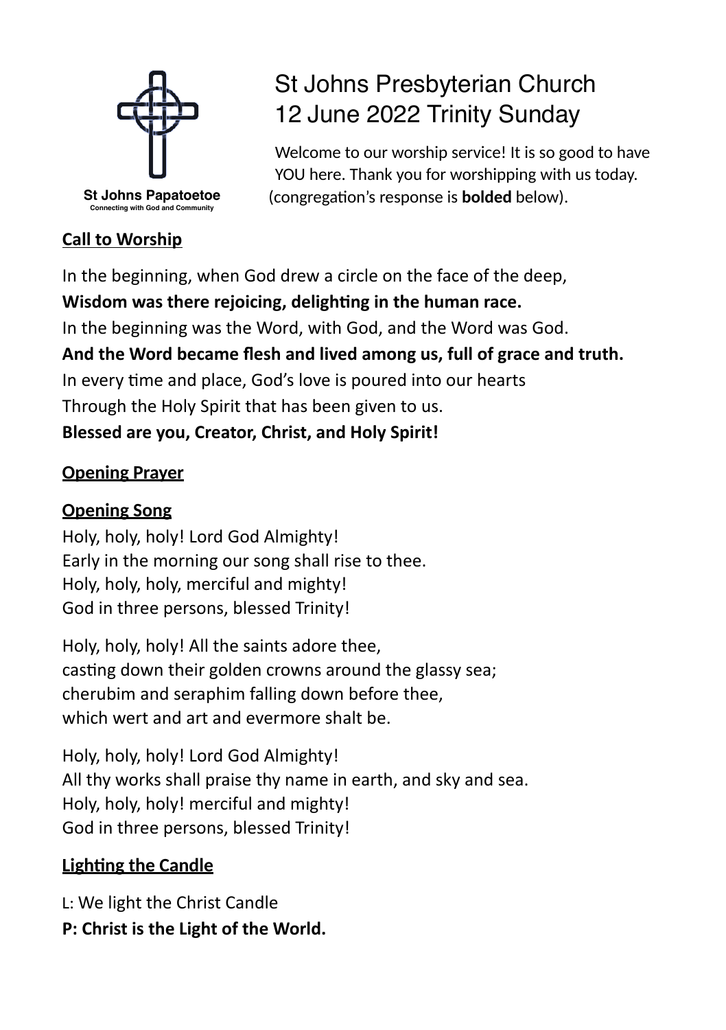St Johns Papatoetoe
Connecting with God and Community

# St Johns Presbyterian Church
# 12 June 2022 Trinity Sunday

Welcome to our worship service! It is so good to have YOU here. Thank you for worshipping with us today. (congregation's response is **bolded** below).

## Call to Worship

In the beginning, when God drew a circle on the face of the deep,
**Wisdom was there rejoicing, delighting in the human race.**
In the beginning was the Word, with God, and the Word was God.
**And the Word became flesh and lived among us, full of grace and truth.**
In every time and place, God's love is poured into our hearts
Through the Holy Spirit that has been given to us.
**Blessed are you, Creator, Christ, and Holy Spirit!**

## Opening Prayer

## Opening Song

Holy, holy, holy! Lord God Almighty!
Early in the morning our song shall rise to thee.
Holy, holy, holy, merciful and mighty!
God in three persons, blessed Trinity!

Holy, holy, holy! All the saints adore thee,
casting down their golden crowns around the glassy sea;
cherubim and seraphim falling down before thee,
which wert and art and evermore shalt be.

Holy, holy, holy! Lord God Almighty!
All thy works shall praise thy name in earth, and sky and sea.
Holy, holy, holy! merciful and mighty!
God in three persons, blessed Trinity!

## Lighting the Candle

L: We light the Christ Candle
**P: Christ is the Light of the World.**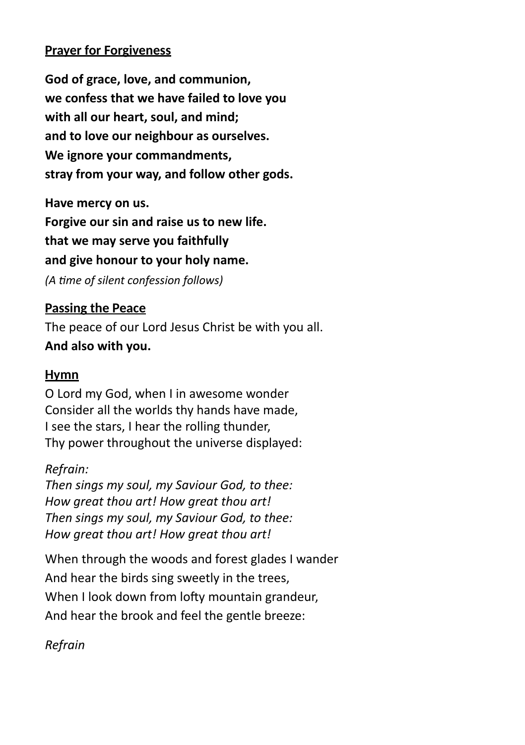**Prayer for Forgiveness**

**God of grace, love, and communion,**
**we confess that we have failed to love you**
**with all our heart, soul, and mind;**
**and to love our neighbour as ourselves.**
**We ignore your commandments,**
**stray from your way, and follow other gods.**

**Have mercy on us.**
**Forgive our sin and raise us to new life.**
**that we may serve you faithfully**
**and give honour to your holy name.**
*(A time of silent confession follows)*

**Passing the Peace**

The peace of our Lord Jesus Christ be with you all.
**And also with you.**

**Hymn**

O Lord my God, when I in awesome wonder
Consider all the worlds thy hands have made,
I see the stars, I hear the rolling thunder,
Thy power throughout the universe displayed:

*Refrain:*
*Then sings my soul, my Saviour God, to thee:*
*How great thou art! How great thou art!*
*Then sings my soul, my Saviour God, to thee:*
*How great thou art! How great thou art!*

When through the woods and forest glades I wander
And hear the birds sing sweetly in the trees,
When I look down from lofty mountain grandeur,
And hear the brook and feel the gentle breeze:

*Refrain*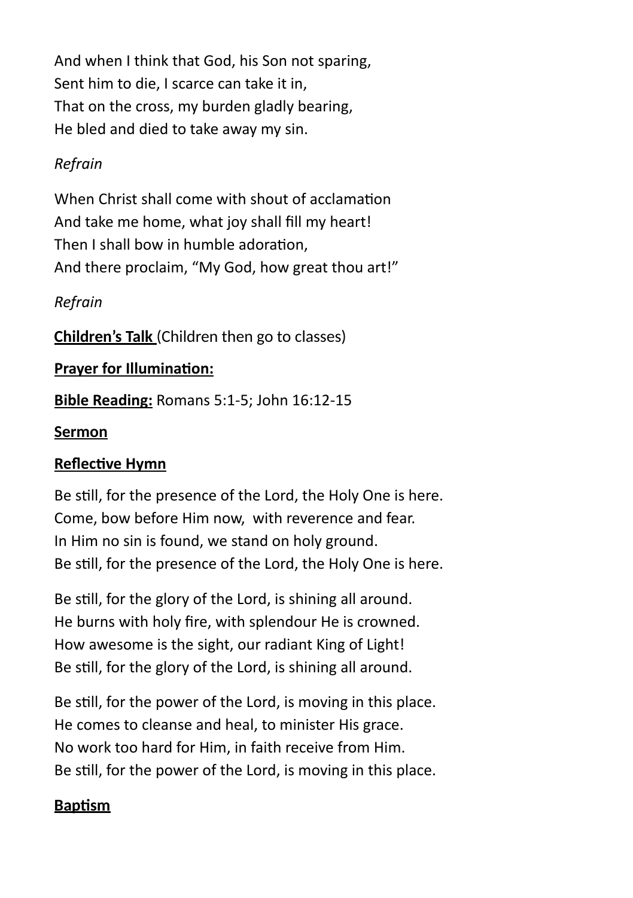And when I think that God, his Son not sparing,
Sent him to die, I scarce can take it in,
That on the cross, my burden gladly bearing,
He bled and died to take away my sin.

*Refrain*

When Christ shall come with shout of acclamation
And take me home, what joy shall fill my heart!
Then I shall bow in humble adoration,
And there proclaim, "My God, how great thou art!"

*Refrain*

**Children's Talk** (Children then go to classes)

**Prayer for Illumination:**

**Bible Reading:** Romans 5:1-5; John 16:12-15

**Sermon**

**Reflective Hymn**

Be still, for the presence of the Lord, the Holy One is here.
Come, bow before Him now, with reverence and fear.
In Him no sin is found, we stand on holy ground.
Be still, for the presence of the Lord, the Holy One is here.

Be still, for the glory of the Lord, is shining all around.
He burns with holy fire, with splendour He is crowned.
How awesome is the sight, our radiant King of Light!
Be still, for the glory of the Lord, is shining all around.

Be still, for the power of the Lord, is moving in this place.
He comes to cleanse and heal, to minister His grace.
No work too hard for Him, in faith receive from Him.
Be still, for the power of the Lord, is moving in this place.

**Baptism**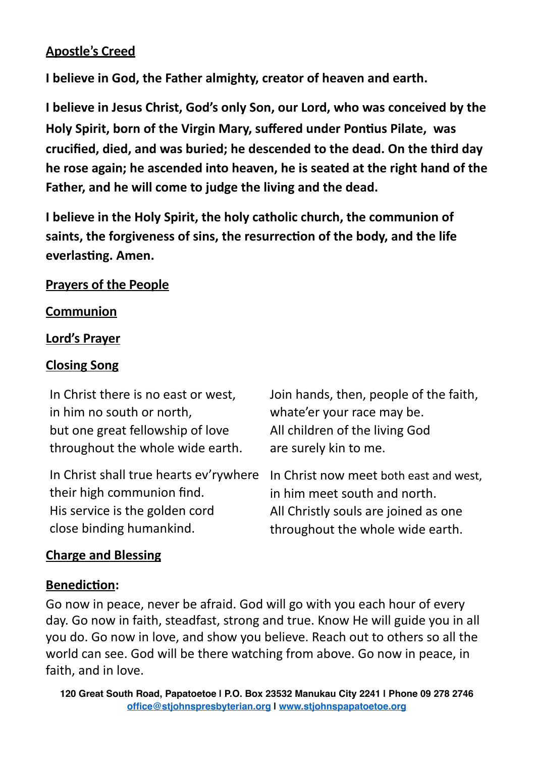**Apostle's Creed**

**I believe in God, the Father almighty, creator of heaven and earth.**

**I believe in Jesus Christ, God's only Son, our Lord, who was conceived by the Holy Spirit, born of the Virgin Mary, suffered under Pontius Pilate, was crucified, died, and was buried; he descended to the dead. On the third day he rose again; he ascended into heaven, he is seated at the right hand of the Father, and he will come to judge the living and the dead.**

**I believe in the Holy Spirit, the holy catholic church, the communion of saints, the forgiveness of sins, the resurrection of the body, and the life everlasting. Amen.**

**Prayers of the People**

**Communion**

**Lord's Prayer**

**Closing Song**

In Christ there is no east or west,
in him no south or north,
but one great fellowship of love
throughout the whole wide earth.

In Christ shall true hearts ev'rywhere
their high communion find.
His service is the golden cord
close binding humankind.

Join hands, then, people of the faith,
whate'er your race may be.
All children of the living God
are surely kin to me.

In Christ now meet both east and west,
in him meet south and north.
All Christly souls are joined as one
throughout the whole wide earth.

**Charge and Blessing**

**Benediction:**

Go now in peace, never be afraid. God will go with you each hour of every day. Go now in faith, steadfast, strong and true. Know He will guide you in all you do. Go now in love, and show you believe. Reach out to others so all the world can see. God will be there watching from above. Go now in peace, in faith, and in love.

**120 Great South Road, Papatoetoe I P.O. Box 23532 Manukau City 2241 I Phone 09 278 2746**
**office@stjohnspresbyterian.org I www.stjohnspapatoetoe.org**